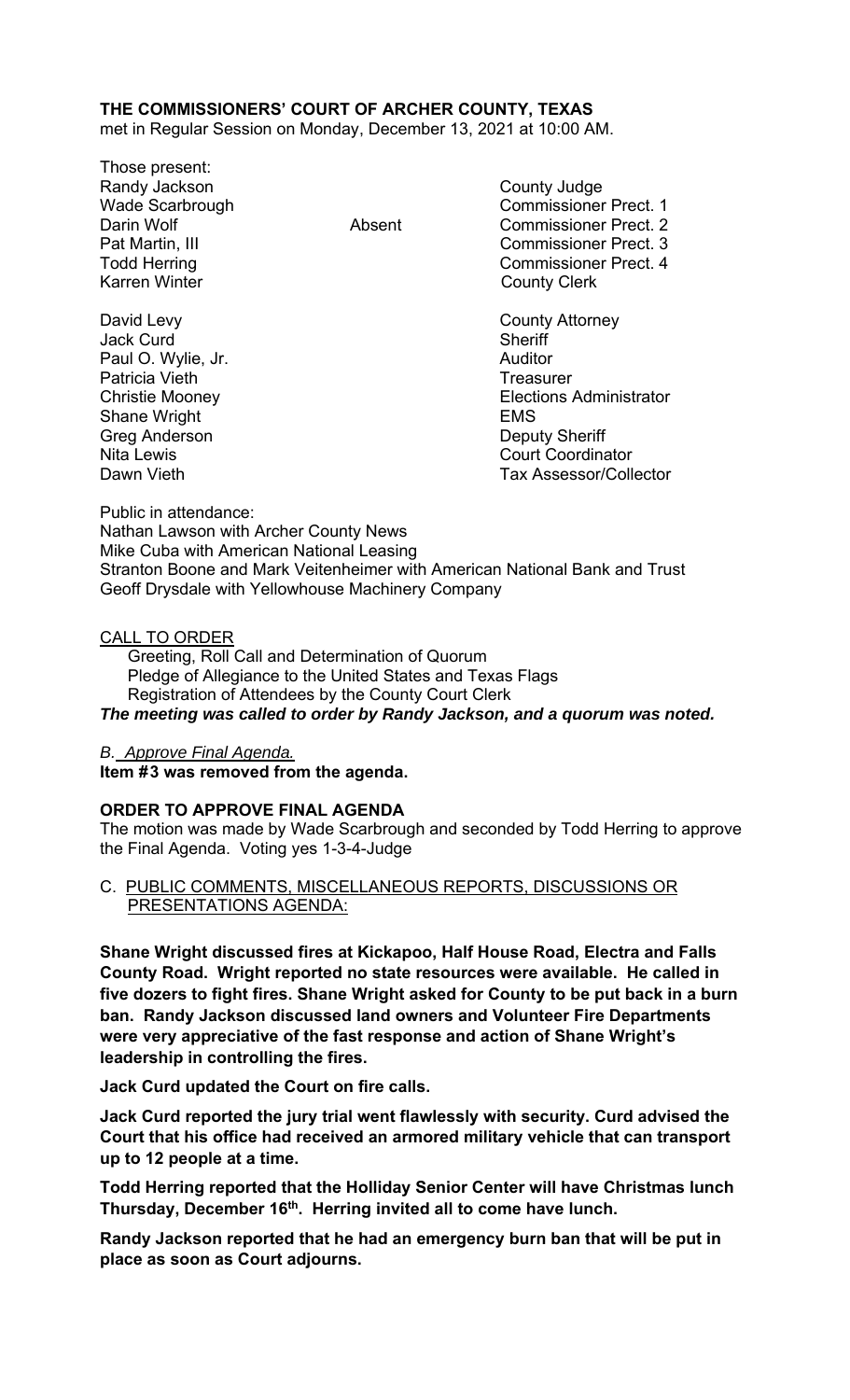**THE COMMISSIONERS' COURT OF ARCHER COUNTY, TEXAS**
met in Regular Session on Monday, December 13, 2021 at 10:00 AM.

Those present:

| | | |
|---|---|---|
| Randy Jackson | | County Judge |
| Wade Scarbrough | | Commissioner Prect. 1 |
| Darin Wolf | Absent | Commissioner Prect. 2 |
| Pat Martin, III | | Commissioner Prect. 3 |
| Todd Herring | | Commissioner Prect. 4 |
| Karren Winter | | County Clerk |
| David Levy | | County Attorney |
| Jack Curd | | Sheriff |
| Paul O. Wylie, Jr. | | Auditor |
| Patricia Vieth | | Treasurer |
| Christie Mooney | | Elections Administrator |
| Shane Wright | | EMS |
| Greg Anderson | | Deputy Sheriff |
| Nita Lewis | | Court Coordinator |
| Dawn Vieth | | Tax Assessor/Collector |

Public in attendance:
Nathan Lawson with Archer County News
Mike Cuba with American National Leasing
Stranton Boone and Mark Veitenheimer with American National Bank and Trust
Geoff Drysdale with Yellowhouse Machinery Company

CALL TO ORDER

Greeting, Roll Call and Determination of Quorum
Pledge of Allegiance to the United States and Texas Flags
Registration of Attendees by the County Court Clerk

***The meeting was called to order by Randy Jackson, and a quorum was noted.***

*B. Approve Final Agenda.*

**Item #3 was removed from the agenda.**

**ORDER TO APPROVE FINAL AGENDA**

The motion was made by Wade Scarbrough and seconded by Todd Herring to approve the Final Agenda. Voting yes 1-3-4-Judge

C. PUBLIC COMMENTS, MISCELLANEOUS REPORTS, DISCUSSIONS OR PRESENTATIONS AGENDA:

**Shane Wright discussed fires at Kickapoo, Half House Road, Electra and Falls County Road. Wright reported no state resources were available. He called in five dozers to fight fires. Shane Wright asked for County to be put back in a burn ban. Randy Jackson discussed land owners and Volunteer Fire Departments were very appreciative of the fast response and action of Shane Wright's leadership in controlling the fires.**

**Jack Curd updated the Court on fire calls.**

**Jack Curd reported the jury trial went flawlessly with security. Curd advised the Court that his office had received an armored military vehicle that can transport up to 12 people at a time.**

**Todd Herring reported that the Holliday Senior Center will have Christmas lunch Thursday, December 16th. Herring invited all to come have lunch.**

**Randy Jackson reported that he had an emergency burn ban that will be put in place as soon as Court adjourns.**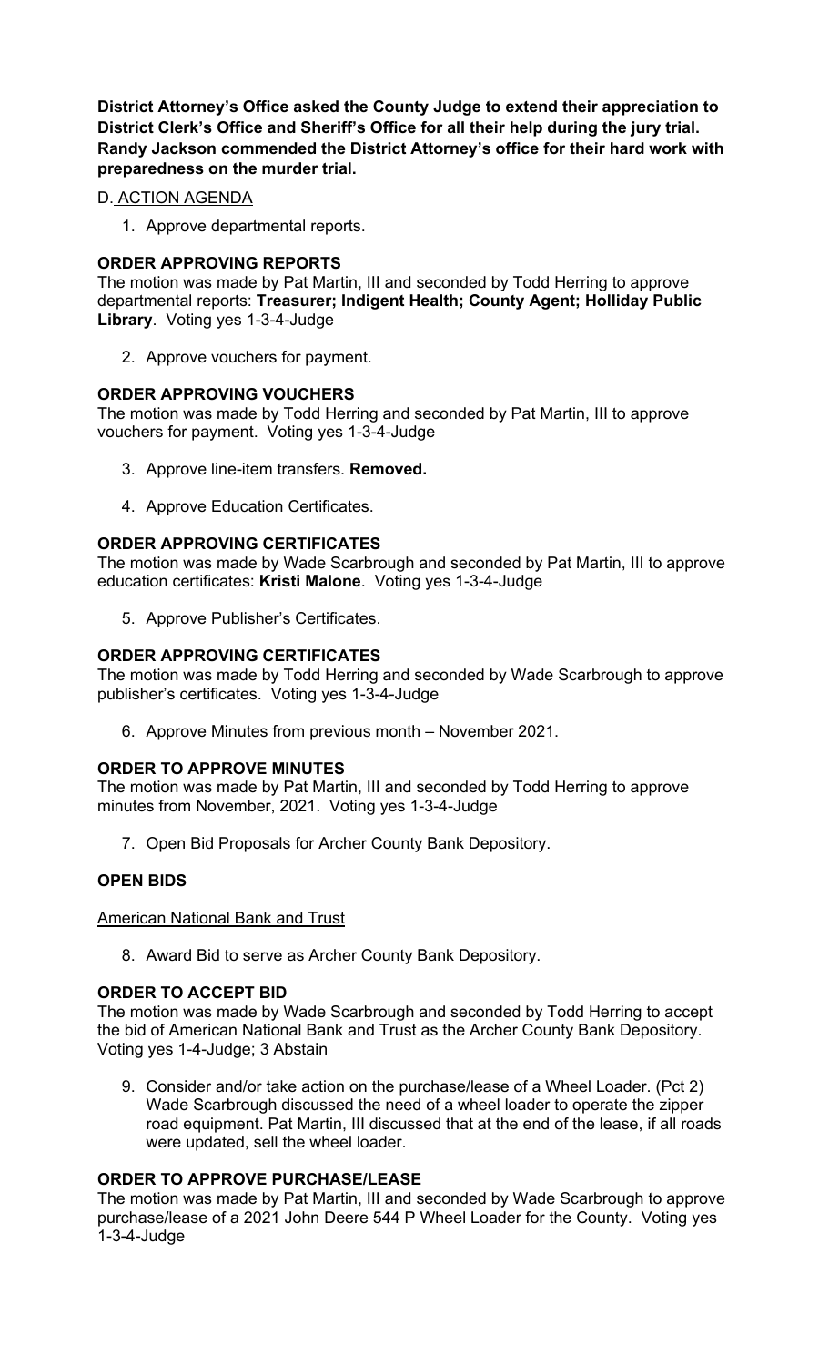**District Attorney's Office asked the County Judge to extend their appreciation to District Clerk's Office and Sheriff's Office for all their help during the jury trial. Randy Jackson commended the District Attorney's office for their hard work with preparedness on the murder trial.**

D. ACTION AGENDA

1. Approve departmental reports.

**ORDER APPROVING REPORTS**

The motion was made by Pat Martin, III and seconded by Todd Herring to approve departmental reports: **Treasurer; Indigent Health; County Agent; Holliday Public Library**. Voting yes 1-3-4-Judge

2. Approve vouchers for payment.

**ORDER APPROVING VOUCHERS**

The motion was made by Todd Herring and seconded by Pat Martin, III to approve vouchers for payment. Voting yes 1-3-4-Judge

3. Approve line-item transfers. **Removed.**

4. Approve Education Certificates.

**ORDER APPROVING CERTIFICATES**

The motion was made by Wade Scarbrough and seconded by Pat Martin, III to approve education certificates: **Kristi Malone**. Voting yes 1-3-4-Judge

5. Approve Publisher's Certificates.

**ORDER APPROVING CERTIFICATES**

The motion was made by Todd Herring and seconded by Wade Scarbrough to approve publisher's certificates. Voting yes 1-3-4-Judge

6. Approve Minutes from previous month – November 2021.

**ORDER TO APPROVE MINUTES**

The motion was made by Pat Martin, III and seconded by Todd Herring to approve minutes from November, 2021. Voting yes 1-3-4-Judge

7. Open Bid Proposals for Archer County Bank Depository.

**OPEN BIDS**

American National Bank and Trust

8. Award Bid to serve as Archer County Bank Depository.

**ORDER TO ACCEPT BID**

The motion was made by Wade Scarbrough and seconded by Todd Herring to accept the bid of American National Bank and Trust as the Archer County Bank Depository. Voting yes 1-4-Judge; 3 Abstain

9. Consider and/or take action on the purchase/lease of a Wheel Loader. (Pct 2) Wade Scarbrough discussed the need of a wheel loader to operate the zipper road equipment. Pat Martin, III discussed that at the end of the lease, if all roads were updated, sell the wheel loader.

**ORDER TO APPROVE PURCHASE/LEASE**

The motion was made by Pat Martin, III and seconded by Wade Scarbrough to approve purchase/lease of a 2021 John Deere 544 P Wheel Loader for the County. Voting yes 1-3-4-Judge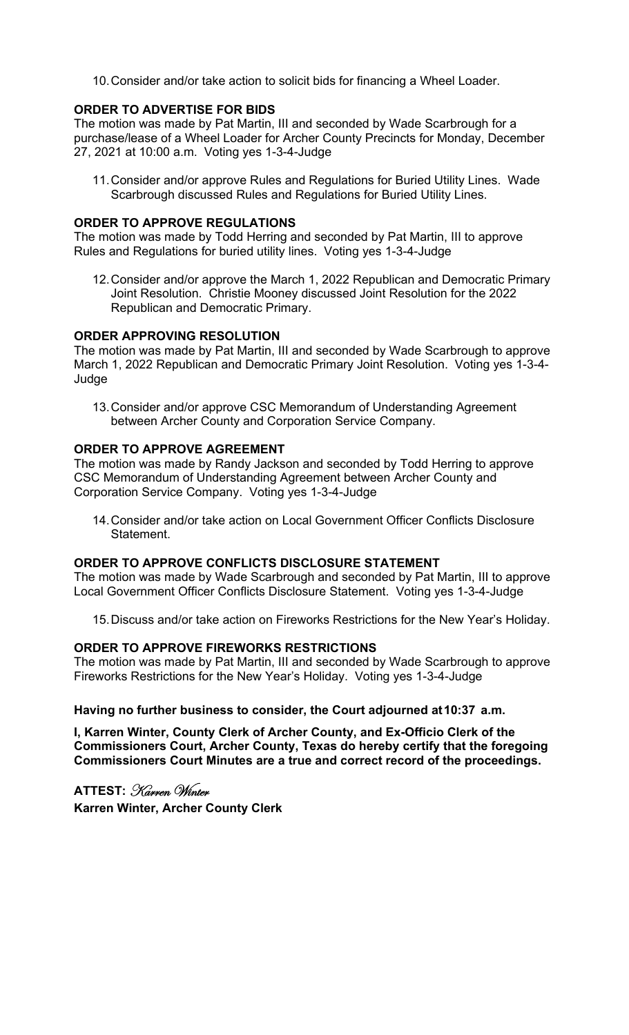10. Consider and/or take action to solicit bids for financing a Wheel Loader.

**ORDER TO ADVERTISE FOR BIDS**
The motion was made by Pat Martin, III and seconded by Wade Scarbrough for a purchase/lease of a Wheel Loader for Archer County Precincts for Monday, December 27, 2021 at 10:00 a.m. Voting yes 1-3-4-Judge

11. Consider and/or approve Rules and Regulations for Buried Utility Lines. Wade Scarbrough discussed Rules and Regulations for Buried Utility Lines.

**ORDER TO APPROVE REGULATIONS**
The motion was made by Todd Herring and seconded by Pat Martin, III to approve Rules and Regulations for buried utility lines. Voting yes 1-3-4-Judge

12. Consider and/or approve the March 1, 2022 Republican and Democratic Primary Joint Resolution. Christie Mooney discussed Joint Resolution for the 2022 Republican and Democratic Primary.

**ORDER APPROVING RESOLUTION**
The motion was made by Pat Martin, III and seconded by Wade Scarbrough to approve March 1, 2022 Republican and Democratic Primary Joint Resolution. Voting yes 1-3-4-Judge

13. Consider and/or approve CSC Memorandum of Understanding Agreement between Archer County and Corporation Service Company.

**ORDER TO APPROVE AGREEMENT**
The motion was made by Randy Jackson and seconded by Todd Herring to approve CSC Memorandum of Understanding Agreement between Archer County and Corporation Service Company. Voting yes 1-3-4-Judge

14. Consider and/or take action on Local Government Officer Conflicts Disclosure Statement.

**ORDER TO APPROVE CONFLICTS DISCLOSURE STATEMENT**
The motion was made by Wade Scarbrough and seconded by Pat Martin, III to approve Local Government Officer Conflicts Disclosure Statement. Voting yes 1-3-4-Judge

15. Discuss and/or take action on Fireworks Restrictions for the New Year's Holiday.

**ORDER TO APPROVE FIREWORKS RESTRICTIONS**
The motion was made by Pat Martin, III and seconded by Wade Scarbrough to approve Fireworks Restrictions for the New Year's Holiday. Voting yes 1-3-4-Judge

**Having no further business to consider, the Court adjourned at 10:37 a.m.**

**I, Karren Winter, County Clerk of Archer County, and Ex-Officio Clerk of the Commissioners Court, Archer County, Texas do hereby certify that the foregoing Commissioners Court Minutes are a true and correct record of the proceedings.**

**ATTEST:** *Karren Winter*
**Karren Winter, Archer County Clerk**